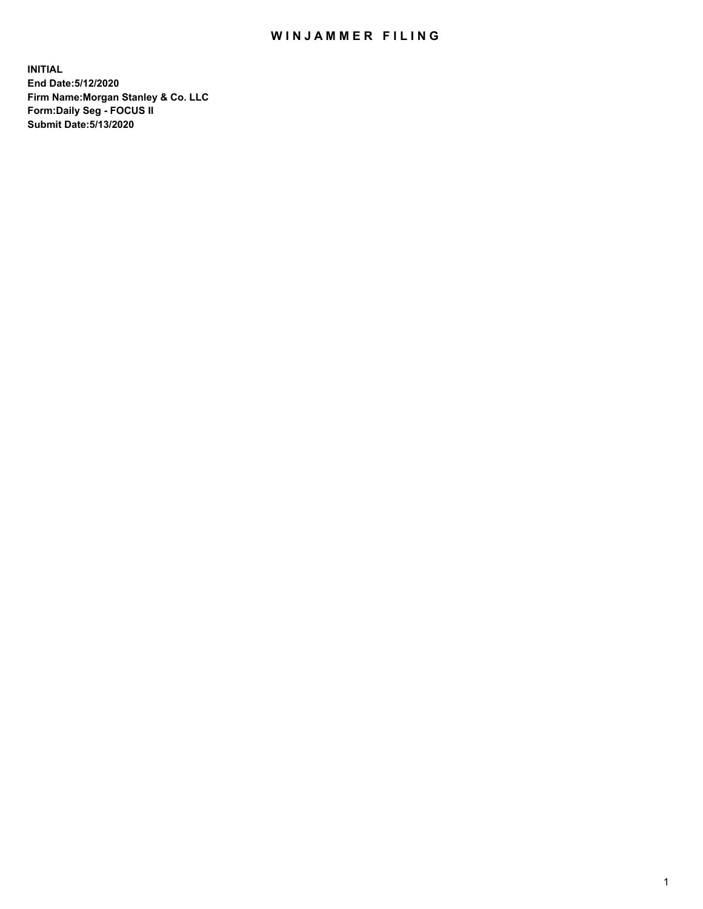# WINJAMMER FILING

**INITIAL**
**End Date:5/12/2020**
**Firm Name:Morgan Stanley & Co. LLC**
**Form:Daily Seg - FOCUS II**
**Submit Date:5/13/2020**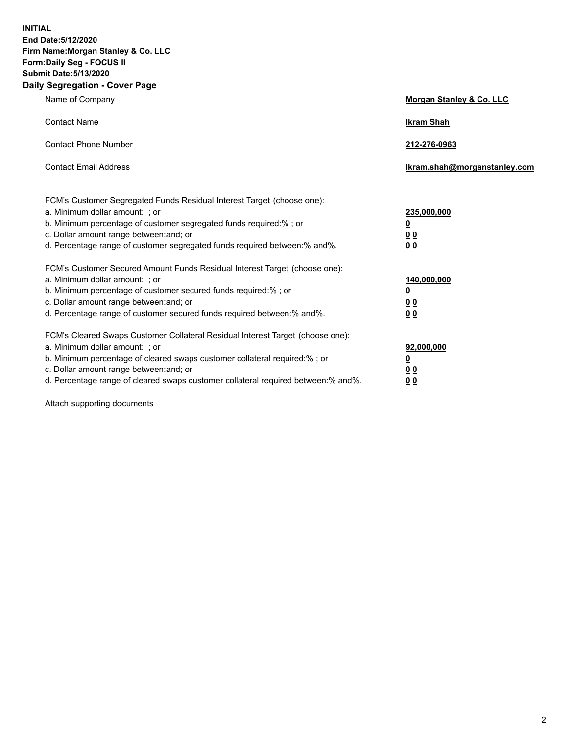**INITIAL**
**End Date:5/12/2020**
**Firm Name:Morgan Stanley & Co. LLC**
**Form:Daily Seg - FOCUS II**
**Submit Date:5/13/2020**

## Daily Segregation - Cover Page

| | |
|---|---|
| Name of Company | **Morgan Stanley & Co. LLC** |
| Contact Name | **Ikram Shah** |
| Contact Phone Number | **212-276-0963** |
| Contact Email Address | **Ikram.shah@morganstanley.com** |

| | |
|---|---|
| FCM's Customer Segregated Funds Residual Interest Target (choose one): | |
| a. Minimum dollar amount: ; or | **235,000,000** |
| b. Minimum percentage of customer segregated funds required:% ; or | **0** |
| c. Dollar amount range between:and; or | **0 0** |
| d. Percentage range of customer segregated funds required between:% and%. | **0 0** |
| FCM's Customer Secured Amount Funds Residual Interest Target (choose one): | |
| a. Minimum dollar amount: ; or | **140,000,000** |
| b. Minimum percentage of customer secured funds required:% ; or | **0** |
| c. Dollar amount range between:and; or | **0 0** |
| d. Percentage range of customer secured funds required between:% and%. | **0 0** |
| FCM's Cleared Swaps Customer Collateral Residual Interest Target (choose one): | |
| a. Minimum dollar amount: ; or | **92,000,000** |
| b. Minimum percentage of cleared swaps customer collateral required:% ; or | **0** |
| c. Dollar amount range between:and; or | **0 0** |
| d. Percentage range of cleared swaps customer collateral required between:% and%. | **0 0** |

Attach supporting documents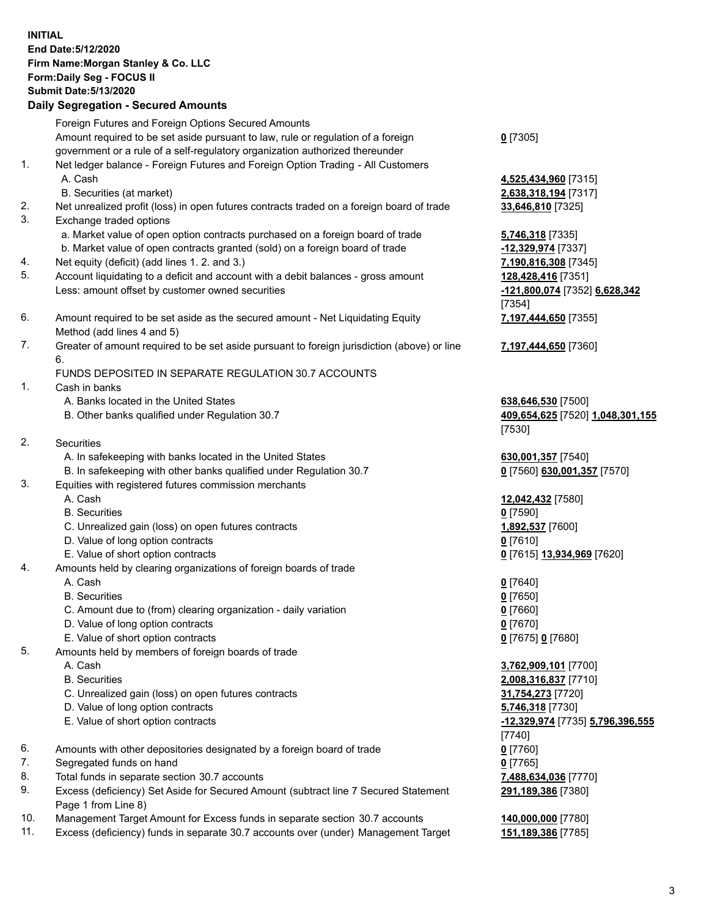**INITIAL**
**End Date:5/12/2020**
**Firm Name:Morgan Stanley & Co. LLC**
**Form:Daily Seg - FOCUS II**
**Submit Date:5/13/2020**

**Daily Segregation - Secured Amounts**

| | | |
|---|---|---|
| | Foreign Futures and Foreign Options Secured Amounts | |
| | Amount required to be set aside pursuant to law, rule or regulation of a foreign government or a rule of a self-regulatory organization authorized thereunder | **0** [7305] |
| 1. | Net ledger balance - Foreign Futures and Foreign Option Trading - All Customers | |
| | A. Cash | **4,525,434,960** [7315] |
| | B. Securities (at market) | **2,638,318,194** [7317] |
| 2. | Net unrealized profit (loss) in open futures contracts traded on a foreign board of trade | **33,646,810** [7325] |
| 3. | Exchange traded options | |
| | a. Market value of open option contracts purchased on a foreign board of trade | **5,746,318** [7335] |
| | b. Market value of open contracts granted (sold) on a foreign board of trade | **-12,329,974** [7337] |
| 4. | Net equity (deficit) (add lines 1. 2. and 3.) | **7,190,816,308** [7345] |
| 5. | Account liquidating to a deficit and account with a debit balances - gross amount | **128,428,416** [7351] |
| | Less: amount offset by customer owned securities | **-121,800,074** [7352] **6,628,342** [7354] |
| 6. | Amount required to be set aside as the secured amount - Net Liquidating Equity Method (add lines 4 and 5) | **7,197,444,650** [7355] |
| 7. | Greater of amount required to be set aside pursuant to foreign jurisdiction (above) or line 6. | **7,197,444,650** [7360] |
| | FUNDS DEPOSITED IN SEPARATE REGULATION 30.7 ACCOUNTS | |
| 1. | Cash in banks | |
| | A. Banks located in the United States | **638,646,530** [7500] |
| | B. Other banks qualified under Regulation 30.7 | **409,654,625** [7520] **1,048,301,155** [7530] |
| 2. | Securities | |
| | A. In safekeeping with banks located in the United States | **630,001,357** [7540] |
| | B. In safekeeping with other banks qualified under Regulation 30.7 | **0** [7560] **630,001,357** [7570] |
| 3. | Equities with registered futures commission merchants | |
| | A. Cash | **12,042,432** [7580] |
| | B. Securities | **0** [7590] |
| | C. Unrealized gain (loss) on open futures contracts | **1,892,537** [7600] |
| | D. Value of long option contracts | **0** [7610] |
| | E. Value of short option contracts | **0** [7615] **13,934,969** [7620] |
| 4. | Amounts held by clearing organizations of foreign boards of trade | |
| | A. Cash | **0** [7640] |
| | B. Securities | **0** [7650] |
| | C. Amount due to (from) clearing organization - daily variation | **0** [7660] |
| | D. Value of long option contracts | **0** [7670] |
| | E. Value of short option contracts | **0** [7675] **0** [7680] |
| 5. | Amounts held by members of foreign boards of trade | |
| | A. Cash | **3,762,909,101** [7700] |
| | B. Securities | **2,008,316,837** [7710] |
| | C. Unrealized gain (loss) on open futures contracts | **31,754,273** [7720] |
| | D. Value of long option contracts | **5,746,318** [7730] |
| | E. Value of short option contracts | **-12,329,974** [7735] **5,796,396,555** [7740] |
| 6. | Amounts with other depositories designated by a foreign board of trade | **0** [7760] |
| 7. | Segregated funds on hand | **0** [7765] |
| 8. | Total funds in separate section 30.7 accounts | **7,488,634,036** [7770] |
| 9. | Excess (deficiency) Set Aside for Secured Amount (subtract line 7 Secured Statement Page 1 from Line 8) | **291,189,386** [7380] |
| 10. | Management Target Amount for Excess funds in separate section 30.7 accounts | **140,000,000** [7780] |
| 11. | Excess (deficiency) funds in separate 30.7 accounts over (under) Management Target | **151,189,386** [7785] |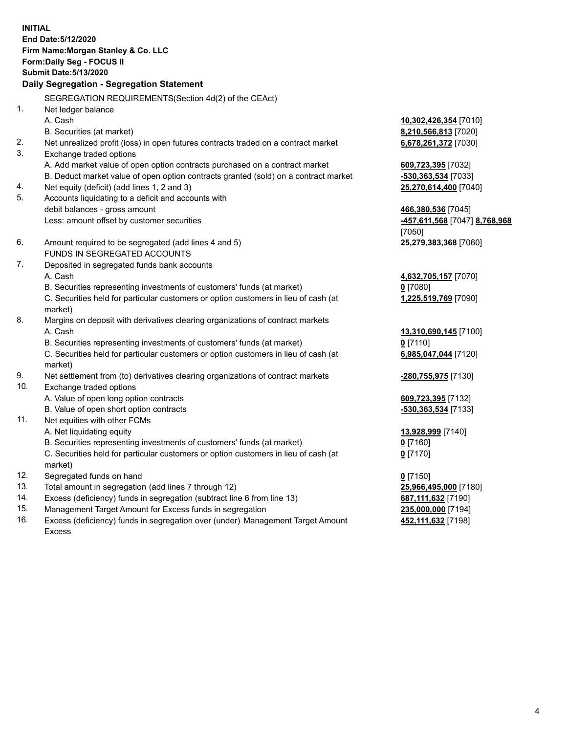**INITIAL**
**End Date:5/12/2020**
**Firm Name:Morgan Stanley & Co. LLC**
**Form:Daily Seg - FOCUS II**
**Submit Date:5/13/2020**

## Daily Segregation - Segregation Statement

SEGREGATION REQUIREMENTS(Section 4d(2) of the CEAct)

| | | |
|---|---|---|
| 1. | Net ledger balance | |
| | A. Cash | **10,302,426,354** [7010] |
| | B. Securities (at market) | **8,210,566,813** [7020] |
| 2. | Net unrealized profit (loss) in open futures contracts traded on a contract market | **6,678,261,372** [7030] |
| 3. | Exchange traded options | |
| | A. Add market value of open option contracts purchased on a contract market | **609,723,395** [7032] |
| | B. Deduct market value of open option contracts granted (sold) on a contract market | **-530,363,534** [7033] |
| 4. | Net equity (deficit) (add lines 1, 2 and 3) | **25,270,614,400** [7040] |
| 5. | Accounts liquidating to a deficit and accounts with debit balances - gross amount | **466,380,536** [7045] |
| | Less: amount offset by customer securities | **-457,611,568** [7047] **8,768,968** [7050] |
| 6. | Amount required to be segregated (add lines 4 and 5) | **25,279,383,368** [7060] |
| | FUNDS IN SEGREGATED ACCOUNTS | |
| 7. | Deposited in segregated funds bank accounts | |
| | A. Cash | **4,632,705,157** [7070] |
| | B. Securities representing investments of customers' funds (at market) | **0** [7080] |
| | C. Securities held for particular customers or option customers in lieu of cash (at market) | **1,225,519,769** [7090] |
| 8. | Margins on deposit with derivatives clearing organizations of contract markets | |
| | A. Cash | **13,310,690,145** [7100] |
| | B. Securities representing investments of customers' funds (at market) | **0** [7110] |
| | C. Securities held for particular customers or option customers in lieu of cash (at market) | **6,985,047,044** [7120] |
| 9. | Net settlement from (to) derivatives clearing organizations of contract markets | **-280,755,975** [7130] |
| 10. | Exchange traded options | |
| | A. Value of open long option contracts | **609,723,395** [7132] |
| | B. Value of open short option contracts | **-530,363,534** [7133] |
| 11. | Net equities with other FCMs | |
| | A. Net liquidating equity | **13,928,999** [7140] |
| | B. Securities representing investments of customers' funds (at market) | **0** [7160] |
| | C. Securities held for particular customers or option customers in lieu of cash (at market) | **0** [7170] |
| 12. | Segregated funds on hand | **0** [7150] |
| 13. | Total amount in segregation (add lines 7 through 12) | **25,966,495,000** [7180] |
| 14. | Excess (deficiency) funds in segregation (subtract line 6 from line 13) | **687,111,632** [7190] |
| 15. | Management Target Amount for Excess funds in segregation | **235,000,000** [7194] |
| 16. | Excess (deficiency) funds in segregation over (under) Management Target Amount Excess | **452,111,632** [7198] |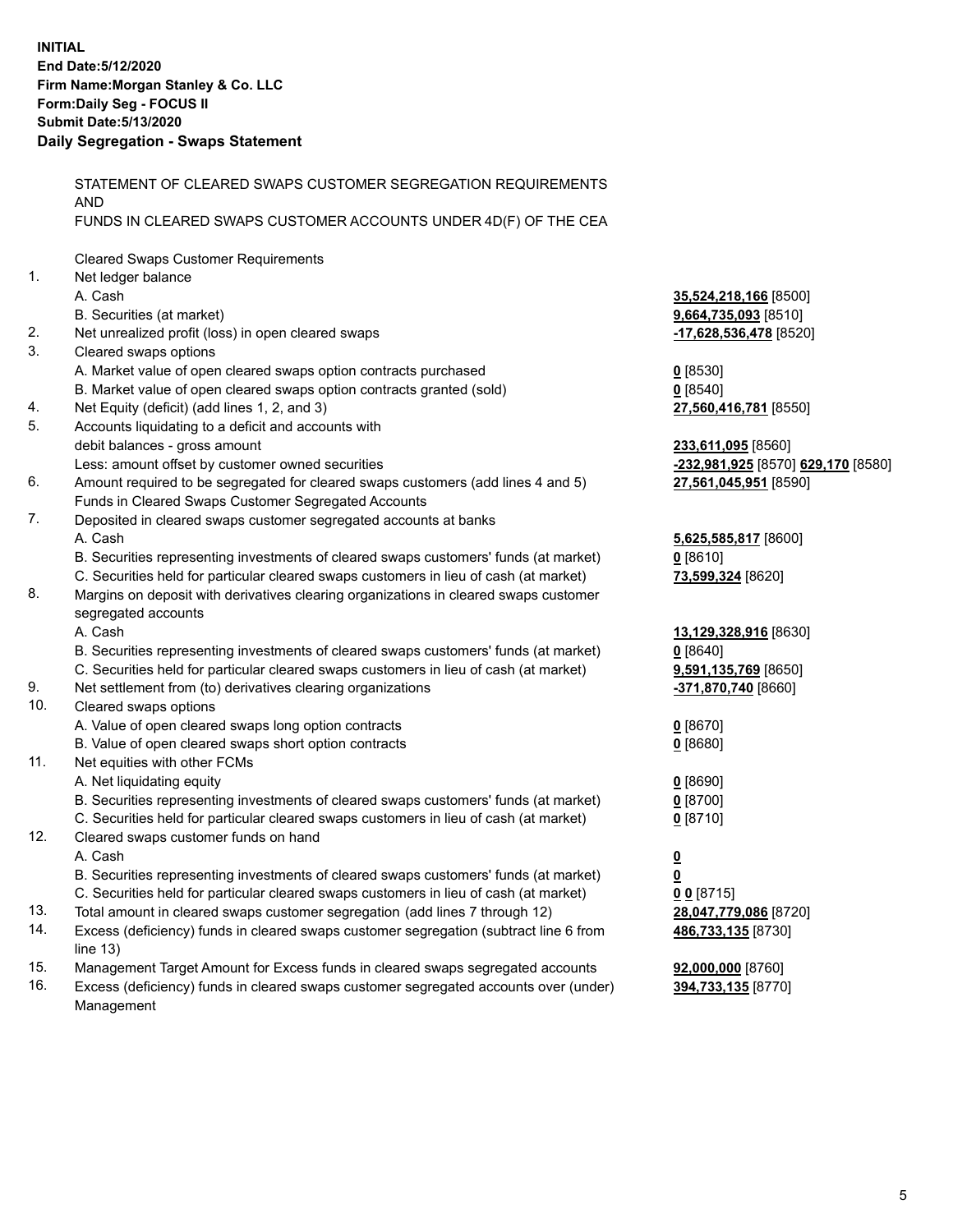**INITIAL**
**End Date:5/12/2020**
**Firm Name:Morgan Stanley & Co. LLC**
**Form:Daily Seg - FOCUS II**
**Submit Date:5/13/2020**
**Daily Segregation - Swaps Statement**

STATEMENT OF CLEARED SWAPS CUSTOMER SEGREGATION REQUIREMENTS AND FUNDS IN CLEARED SWAPS CUSTOMER ACCOUNTS UNDER 4D(F) OF THE CEA

| | | |
|---|---|---|
| | Cleared Swaps Customer Requirements | |
| 1. | Net ledger balance | |
| | A. Cash | **35,524,218,166** [8500] |
| | B. Securities (at market) | **9,664,735,093** [8510] |
| 2. | Net unrealized profit (loss) in open cleared swaps | **-17,628,536,478** [8520] |
| 3. | Cleared swaps options | |
| | A. Market value of open cleared swaps option contracts purchased | **0** [8530] |
| | B. Market value of open cleared swaps option contracts granted (sold) | **0** [8540] |
| 4. | Net Equity (deficit) (add lines 1, 2, and 3) | **27,560,416,781** [8550] |
| 5. | Accounts liquidating to a deficit and accounts with debit balances - gross amount | **233,611,095** [8560] |
| | Less: amount offset by customer owned securities | **-232,981,925** [8570] **629,170** [8580] |
| 6. | Amount required to be segregated for cleared swaps customers (add lines 4 and 5) | **27,561,045,951** [8590] |
| | Funds in Cleared Swaps Customer Segregated Accounts | |
| 7. | Deposited in cleared swaps customer segregated accounts at banks | |
| | A. Cash | **5,625,585,817** [8600] |
| | B. Securities representing investments of cleared swaps customers' funds (at market) | **0** [8610] |
| | C. Securities held for particular cleared swaps customers in lieu of cash (at market) | **73,599,324** [8620] |
| 8. | Margins on deposit with derivatives clearing organizations in cleared swaps customer segregated accounts | |
| | A. Cash | **13,129,328,916** [8630] |
| | B. Securities representing investments of cleared swaps customers' funds (at market) | **0** [8640] |
| | C. Securities held for particular cleared swaps customers in lieu of cash (at market) | **9,591,135,769** [8650] |
| 9. | Net settlement from (to) derivatives clearing organizations | **-371,870,740** [8660] |
| 10. | Cleared swaps options | |
| | A. Value of open cleared swaps long option contracts | **0** [8670] |
| | B. Value of open cleared swaps short option contracts | **0** [8680] |
| 11. | Net equities with other FCMs | |
| | A. Net liquidating equity | **0** [8690] |
| | B. Securities representing investments of cleared swaps customers' funds (at market) | **0** [8700] |
| | C. Securities held for particular cleared swaps customers in lieu of cash (at market) | **0** [8710] |
| 12. | Cleared swaps customer funds on hand | |
| | A. Cash | **0** |
| | B. Securities representing investments of cleared swaps customers' funds (at market) | **0** |
| | C. Securities held for particular cleared swaps customers in lieu of cash (at market) | **0** **0** [8715] |
| 13. | Total amount in cleared swaps customer segregation (add lines 7 through 12) | **28,047,779,086** [8720] |
| 14. | Excess (deficiency) funds in cleared swaps customer segregation (subtract line 6 from line 13) | **486,733,135** [8730] |
| 15. | Management Target Amount for Excess funds in cleared swaps segregated accounts | **92,000,000** [8760] |
| 16. | Excess (deficiency) funds in cleared swaps customer segregated accounts over (under) Management | **394,733,135** [8770] |